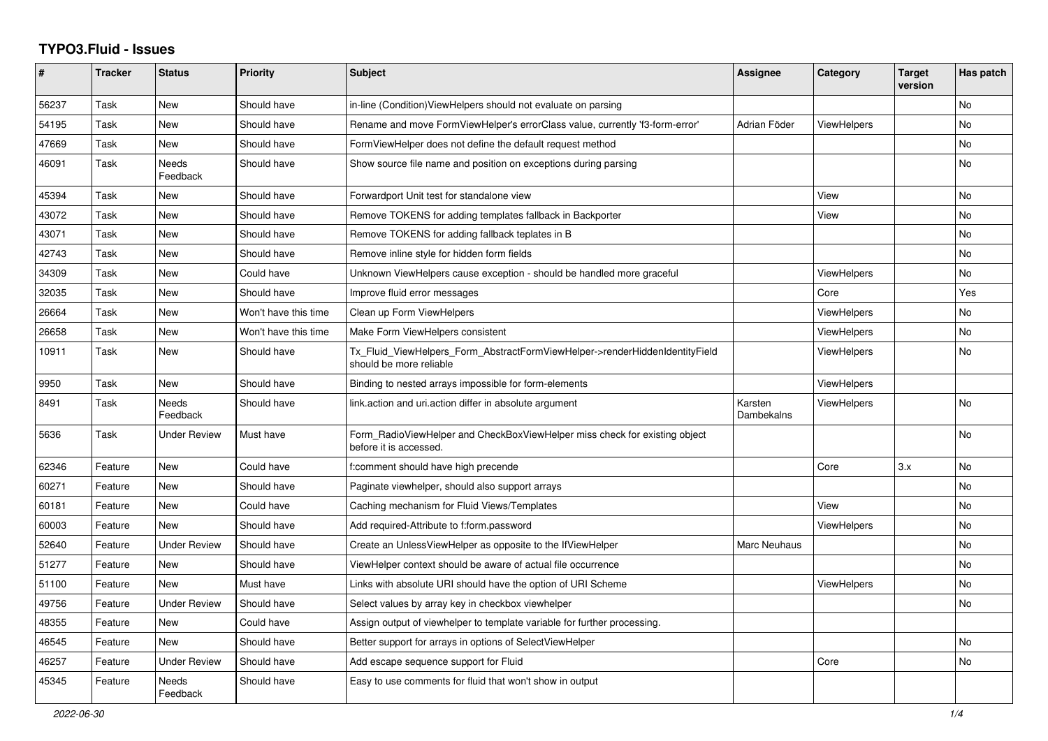# TYPO3.Fluid - Issues

| # | Tracker | Status | Priority | Subject | Assignee | Category | Target version | Has patch |
|---|---|---|---|---|---|---|---|---|
| 56237 | Task | New | Should have | in-line (Condition)ViewHelpers should not evaluate on parsing | | | | No |
| 54195 | Task | New | Should have | Rename and move FormViewHelper's errorClass value, currently 'f3-form-error' | Adrian Föder | ViewHelpers | | No |
| 47669 | Task | New | Should have | FormViewHelper does not define the default request method | | | | No |
| 46091 | Task | Needs Feedback | Should have | Show source file name and position on exceptions during parsing | | | | No |
| 45394 | Task | New | Should have | Forwardport Unit test for standalone view | | View | | No |
| 43072 | Task | New | Should have | Remove TOKENS for adding templates fallback in Backporter | | View | | No |
| 43071 | Task | New | Should have | Remove TOKENS for adding fallback teplates in B | | | | No |
| 42743 | Task | New | Should have | Remove inline style for hidden form fields | | | | No |
| 34309 | Task | New | Could have | Unknown ViewHelpers cause exception - should be handled more graceful | | ViewHelpers | | No |
| 32035 | Task | New | Should have | Improve fluid error messages | | Core | | Yes |
| 26664 | Task | New | Won't have this time | Clean up Form ViewHelpers | | ViewHelpers | | No |
| 26658 | Task | New | Won't have this time | Make Form ViewHelpers consistent | | ViewHelpers | | No |
| 10911 | Task | New | Should have | Tx_Fluid_ViewHelpers_Form_AbstractFormViewHelper->renderHiddenIdentityField should be more reliable | | ViewHelpers | | No |
| 9950 | Task | New | Should have | Binding to nested arrays impossible for form-elements | | ViewHelpers | | |
| 8491 | Task | Needs Feedback | Should have | link.action and uri.action differ in absolute argument | Karsten Dambekalns | ViewHelpers | | No |
| 5636 | Task | Under Review | Must have | Form_RadioViewHelper and CheckBoxViewHelper miss check for existing object before it is accessed. | | | | No |
| 62346 | Feature | New | Could have | f:comment should have high precende | | Core | 3.x | No |
| 60271 | Feature | New | Should have | Paginate viewhelper, should also support arrays | | | | No |
| 60181 | Feature | New | Could have | Caching mechanism for Fluid Views/Templates | | View | | No |
| 60003 | Feature | New | Should have | Add required-Attribute to f:form.password | | ViewHelpers | | No |
| 52640 | Feature | Under Review | Should have | Create an UnlessViewHelper as opposite to the IfViewHelper | Marc Neuhaus | | | No |
| 51277 | Feature | New | Should have | ViewHelper context should be aware of actual file occurrence | | | | No |
| 51100 | Feature | New | Must have | Links with absolute URI should have the option of URI Scheme | | ViewHelpers | | No |
| 49756 | Feature | Under Review | Should have | Select values by array key in checkbox viewhelper | | | | No |
| 48355 | Feature | New | Could have | Assign output of viewhelper to template variable for further processing. | | | | |
| 46545 | Feature | New | Should have | Better support for arrays in options of SelectViewHelper | | | | No |
| 46257 | Feature | Under Review | Should have | Add escape sequence support for Fluid | | Core | | No |
| 45345 | Feature | Needs Feedback | Should have | Easy to use comments for fluid that won't show in output | | | | |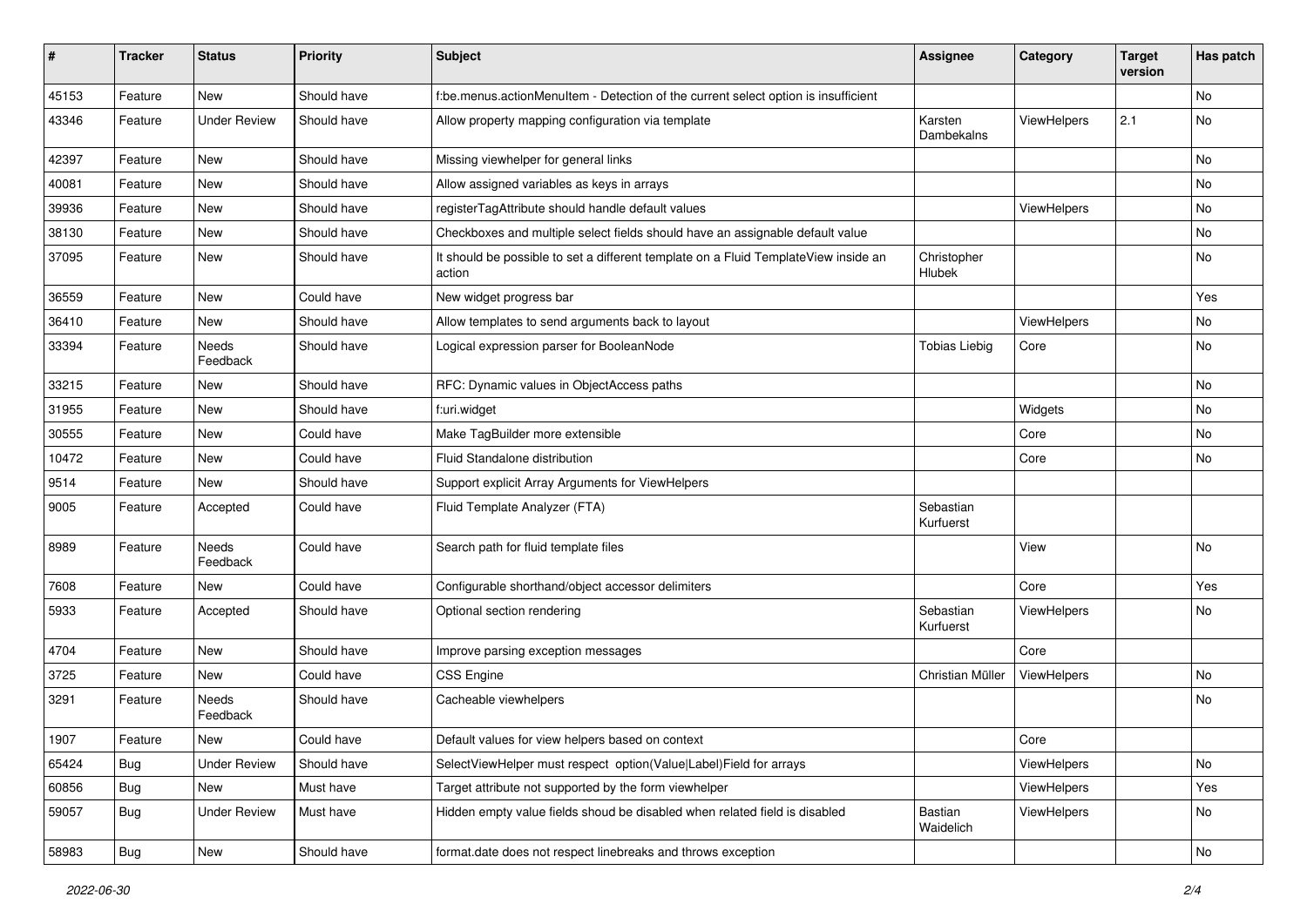| # | Tracker | Status | Priority | Subject | Assignee | Category | Target version | Has patch |
|---|---|---|---|---|---|---|---|---|
| 45153 | Feature | New | Should have | f:be.menus.actionMenuItem - Detection of the current select option is insufficient | | | | No |
| 43346 | Feature | Under Review | Should have | Allow property mapping configuration via template | Karsten Dambekalns | ViewHelpers | 2.1 | No |
| 42397 | Feature | New | Should have | Missing viewhelper for general links | | | | No |
| 40081 | Feature | New | Should have | Allow assigned variables as keys in arrays | | | | No |
| 39936 | Feature | New | Should have | registerTagAttribute should handle default values | | ViewHelpers | | No |
| 38130 | Feature | New | Should have | Checkboxes and multiple select fields should have an assignable default value | | | | No |
| 37095 | Feature | New | Should have | It should be possible to set a different template on a Fluid TemplateView inside an action | Christopher Hlubek | | | No |
| 36559 | Feature | New | Could have | New widget progress bar | | | | Yes |
| 36410 | Feature | New | Should have | Allow templates to send arguments back to layout | | ViewHelpers | | No |
| 33394 | Feature | Needs Feedback | Should have | Logical expression parser for BooleanNode | Tobias Liebig | Core | | No |
| 33215 | Feature | New | Should have | RFC: Dynamic values in ObjectAccess paths | | | | No |
| 31955 | Feature | New | Should have | f:uri.widget | | Widgets | | No |
| 30555 | Feature | New | Could have | Make TagBuilder more extensible | | Core | | No |
| 10472 | Feature | New | Could have | Fluid Standalone distribution | | Core | | No |
| 9514 | Feature | New | Should have | Support explicit Array Arguments for ViewHelpers | | | | |
| 9005 | Feature | Accepted | Could have | Fluid Template Analyzer (FTA) | Sebastian Kurfuerst | | | |
| 8989 | Feature | Needs Feedback | Could have | Search path for fluid template files | | View | | No |
| 7608 | Feature | New | Could have | Configurable shorthand/object accessor delimiters | | Core | | Yes |
| 5933 | Feature | Accepted | Should have | Optional section rendering | Sebastian Kurfuerst | ViewHelpers | | No |
| 4704 | Feature | New | Should have | Improve parsing exception messages | | Core | | |
| 3725 | Feature | New | Could have | CSS Engine | Christian Müller | ViewHelpers | | No |
| 3291 | Feature | Needs Feedback | Should have | Cacheable viewhelpers | | | | No |
| 1907 | Feature | New | Could have | Default values for view helpers based on context | | Core | | |
| 65424 | Bug | Under Review | Should have | SelectViewHelper must respect option(Value\|Label)Field for arrays | | ViewHelpers | | No |
| 60856 | Bug | New | Must have | Target attribute not supported by the form viewhelper | | ViewHelpers | | Yes |
| 59057 | Bug | Under Review | Must have | Hidden empty value fields shoud be disabled when related field is disabled | Bastian Waidelich | ViewHelpers | | No |
| 58983 | Bug | New | Should have | format.date does not respect linebreaks and throws exception | | | | No |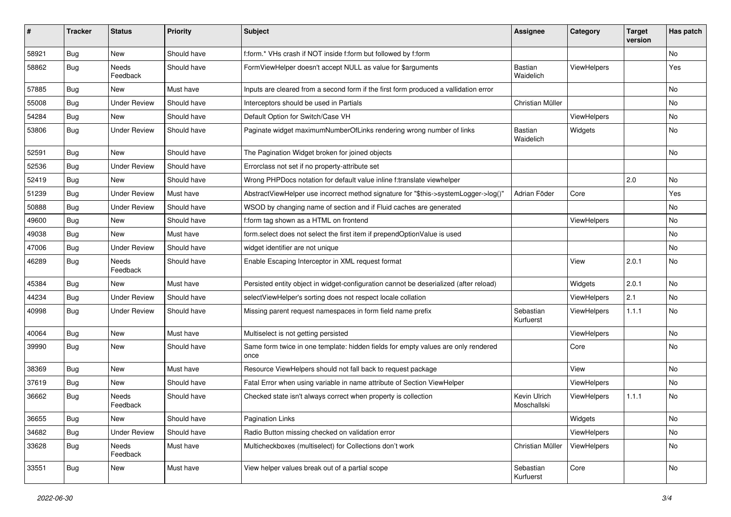| # | Tracker | Status | Priority | Subject | Assignee | Category | Target version | Has patch |
|---|---|---|---|---|---|---|---|---|
| 58921 | Bug | New | Should have | f:form.* VHs crash if NOT inside f:form but followed by f:form | | | | No |
| 58862 | Bug | Needs Feedback | Should have | FormViewHelper doesn't accept NULL as value for $arguments | Bastian Waidelich | ViewHelpers | | Yes |
| 57885 | Bug | New | Must have | Inputs are cleared from a second form if the first form produced a vallidation error | | | | No |
| 55008 | Bug | Under Review | Should have | Interceptors should be used in Partials | Christian Müller | | | No |
| 54284 | Bug | New | Should have | Default Option for Switch/Case VH | | ViewHelpers | | No |
| 53806 | Bug | Under Review | Should have | Paginate widget maximumNumberOfLinks rendering wrong number of links | Bastian Waidelich | Widgets | | No |
| 52591 | Bug | New | Should have | The Pagination Widget broken for joined objects | | | | No |
| 52536 | Bug | Under Review | Should have | Errorclass not set if no property-attribute set | | | | |
| 52419 | Bug | New | Should have | Wrong PHPDocs notation for default value inline f:translate viewhelper | | | 2.0 | No |
| 51239 | Bug | Under Review | Must have | AbstractViewHelper use incorrect method signature for "$this->systemLogger->log()" | Adrian Föder | Core | | Yes |
| 50888 | Bug | Under Review | Should have | WSOD by changing name of section and if Fluid caches are generated | | | | No |
| 49600 | Bug | New | Should have | f:form tag shown as a HTML on frontend | | ViewHelpers | | No |
| 49038 | Bug | New | Must have | form.select does not select the first item if prependOptionValue is used | | | | No |
| 47006 | Bug | Under Review | Should have | widget identifier are not unique | | | | No |
| 46289 | Bug | Needs Feedback | Should have | Enable Escaping Interceptor in XML request format | | View | 2.0.1 | No |
| 45384 | Bug | New | Must have | Persisted entity object in widget-configuration cannot be deserialized (after reload) | | Widgets | 2.0.1 | No |
| 44234 | Bug | Under Review | Should have | selectViewHelper's sorting does not respect locale collation | | ViewHelpers | 2.1 | No |
| 40998 | Bug | Under Review | Should have | Missing parent request namespaces in form field name prefix | Sebastian Kurfuerst | ViewHelpers | 1.1.1 | No |
| 40064 | Bug | New | Must have | Multiselect is not getting persisted | | ViewHelpers | | No |
| 39990 | Bug | New | Should have | Same form twice in one template: hidden fields for empty values are only rendered once | | Core | | No |
| 38369 | Bug | New | Must have | Resource ViewHelpers should not fall back to request package | | View | | No |
| 37619 | Bug | New | Should have | Fatal Error when using variable in name attribute of Section ViewHelper | | ViewHelpers | | No |
| 36662 | Bug | Needs Feedback | Should have | Checked state isn't always correct when property is collection | Kevin Ulrich Moschallski | ViewHelpers | 1.1.1 | No |
| 36655 | Bug | New | Should have | Pagination Links | | Widgets | | No |
| 34682 | Bug | Under Review | Should have | Radio Button missing checked on validation error | | ViewHelpers | | No |
| 33628 | Bug | Needs Feedback | Must have | Multicheckboxes (multiselect) for Collections don't work | Christian Müller | ViewHelpers | | No |
| 33551 | Bug | New | Must have | View helper values break out of a partial scope | Sebastian Kurfuerst | Core | | No |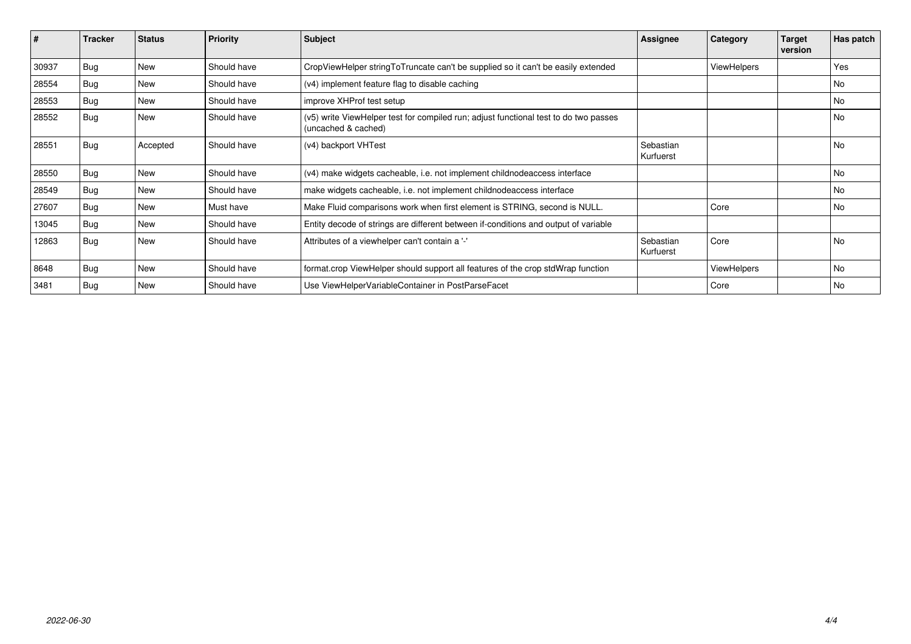| # | Tracker | Status | Priority | Subject | Assignee | Category | Target version | Has patch |
|---|---|---|---|---|---|---|---|---|
| 30937 | Bug | New | Should have | CropViewHelper stringToTruncate can't be supplied so it can't be easily extended | | ViewHelpers | | Yes |
| 28554 | Bug | New | Should have | (v4) implement feature flag to disable caching | | | | No |
| 28553 | Bug | New | Should have | improve XHProf test setup | | | | No |
| 28552 | Bug | New | Should have | (v5) write ViewHelper test for compiled run; adjust functional test to do two passes (uncached & cached) | | | | No |
| 28551 | Bug | Accepted | Should have | (v4) backport VHTest | Sebastian Kurfuerst | | | No |
| 28550 | Bug | New | Should have | (v4) make widgets cacheable, i.e. not implement childnodeaccess interface | | | | No |
| 28549 | Bug | New | Should have | make widgets cacheable, i.e. not implement childnodeaccess interface | | | | No |
| 27607 | Bug | New | Must have | Make Fluid comparisons work when first element is STRING, second is NULL. | | Core | | No |
| 13045 | Bug | New | Should have | Entity decode of strings are different between if-conditions and output of variable | | | | |
| 12863 | Bug | New | Should have | Attributes of a viewhelper can't contain a '-' | Sebastian Kurfuerst | Core | | No |
| 8648 | Bug | New | Should have | format.crop ViewHelper should support all features of the crop stdWrap function | | ViewHelpers | | No |
| 3481 | Bug | New | Should have | Use ViewHelperVariableContainer in PostParseFacet | | Core | | No |

2022-06-30